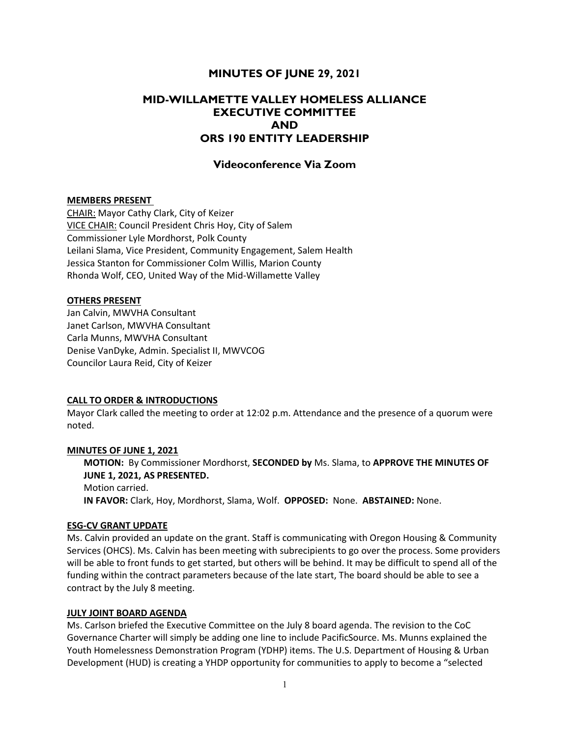# MINUTES OF JUNE 29, 2021

## MID-WILLAMETTE VALLEY HOMELESS ALLIANCE EXECUTIVE COMMITTEE AND ORS 190 ENTITY LEADERSHIP

### Videoconference Via Zoom

**MEMBERS PRESENT**

CHAIR: Mayor Cathy Clark, City of Keizer
VICE CHAIR: Council President Chris Hoy, City of Salem
Commissioner Lyle Mordhorst, Polk County
Leilani Slama, Vice President, Community Engagement, Salem Health
Jessica Stanton for Commissioner Colm Willis, Marion County
Rhonda Wolf, CEO, United Way of the Mid-Willamette Valley

**OTHERS PRESENT**

Jan Calvin, MWVHA Consultant
Janet Carlson, MWVHA Consultant
Carla Munns, MWVHA Consultant
Denise VanDyke, Admin. Specialist II, MWVCOG
Councilor Laura Reid, City of Keizer

**CALL TO ORDER & INTRODUCTIONS**

Mayor Clark called the meeting to order at 12:02 p.m. Attendance and the presence of a quorum were noted.

**MINUTES OF JUNE 1, 2021**

**MOTION:** By Commissioner Mordhorst, **SECONDED by** Ms. Slama, to **APPROVE THE MINUTES OF JUNE 1, 2021, AS PRESENTED.**
Motion carried.
**IN FAVOR:** Clark, Hoy, Mordhorst, Slama, Wolf. **OPPOSED:** None. **ABSTAINED:** None.

**ESG-CV GRANT UPDATE**

Ms. Calvin provided an update on the grant. Staff is communicating with Oregon Housing & Community Services (OHCS). Ms. Calvin has been meeting with subrecipients to go over the process. Some providers will be able to front funds to get started, but others will be behind. It may be difficult to spend all of the funding within the contract parameters because of the late start, The board should be able to see a contract by the July 8 meeting.

**JULY JOINT BOARD AGENDA**

Ms. Carlson briefed the Executive Committee on the July 8 board agenda. The revision to the CoC Governance Charter will simply be adding one line to include PacificSource. Ms. Munns explained the Youth Homelessness Demonstration Program (YDHP) items. The U.S. Department of Housing & Urban Development (HUD) is creating a YHDP opportunity for communities to apply to become a "selected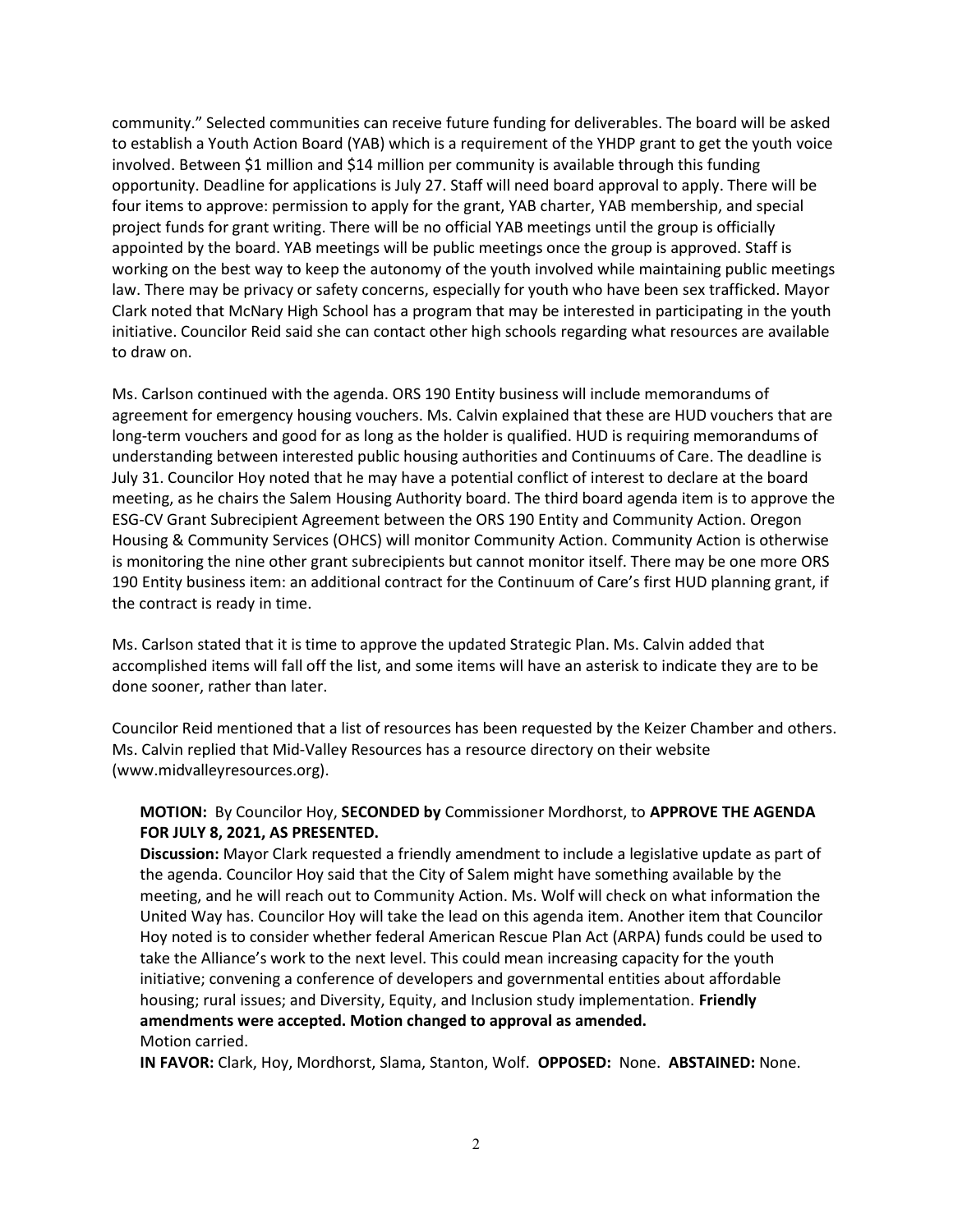community." Selected communities can receive future funding for deliverables. The board will be asked to establish a Youth Action Board (YAB) which is a requirement of the YHDP grant to get the youth voice involved. Between $1 million and $14 million per community is available through this funding opportunity. Deadline for applications is July 27. Staff will need board approval to apply. There will be four items to approve: permission to apply for the grant, YAB charter, YAB membership, and special project funds for grant writing. There will be no official YAB meetings until the group is officially appointed by the board. YAB meetings will be public meetings once the group is approved. Staff is working on the best way to keep the autonomy of the youth involved while maintaining public meetings law. There may be privacy or safety concerns, especially for youth who have been sex trafficked. Mayor Clark noted that McNary High School has a program that may be interested in participating in the youth initiative. Councilor Reid said she can contact other high schools regarding what resources are available to draw on.

Ms. Carlson continued with the agenda. ORS 190 Entity business will include memorandums of agreement for emergency housing vouchers. Ms. Calvin explained that these are HUD vouchers that are long-term vouchers and good for as long as the holder is qualified. HUD is requiring memorandums of understanding between interested public housing authorities and Continuums of Care. The deadline is July 31. Councilor Hoy noted that he may have a potential conflict of interest to declare at the board meeting, as he chairs the Salem Housing Authority board. The third board agenda item is to approve the ESG-CV Grant Subrecipient Agreement between the ORS 190 Entity and Community Action. Oregon Housing & Community Services (OHCS) will monitor Community Action. Community Action is otherwise is monitoring the nine other grant subrecipients but cannot monitor itself. There may be one more ORS 190 Entity business item: an additional contract for the Continuum of Care's first HUD planning grant, if the contract is ready in time.

Ms. Carlson stated that it is time to approve the updated Strategic Plan. Ms. Calvin added that accomplished items will fall off the list, and some items will have an asterisk to indicate they are to be done sooner, rather than later.

Councilor Reid mentioned that a list of resources has been requested by the Keizer Chamber and others. Ms. Calvin replied that Mid-Valley Resources has a resource directory on their website (www.midvalleyresources.org).

> **MOTION:** By Councilor Hoy, **SECONDED by** Commissioner Mordhorst, to **APPROVE THE AGENDA FOR JULY 8, 2021, AS PRESENTED.**
>
> **Discussion:** Mayor Clark requested a friendly amendment to include a legislative update as part of the agenda. Councilor Hoy said that the City of Salem might have something available by the meeting, and he will reach out to Community Action. Ms. Wolf will check on what information the United Way has. Councilor Hoy will take the lead on this agenda item. Another item that Councilor Hoy noted is to consider whether federal American Rescue Plan Act (ARPA) funds could be used to take the Alliance's work to the next level. This could mean increasing capacity for the youth initiative; convening a conference of developers and governmental entities about affordable housing; rural issues; and Diversity, Equity, and Inclusion study implementation. **Friendly amendments were accepted. Motion changed to approval as amended.**
>
> Motion carried.
>
> **IN FAVOR:** Clark, Hoy, Mordhorst, Slama, Stanton, Wolf. **OPPOSED:** None. **ABSTAINED:** None.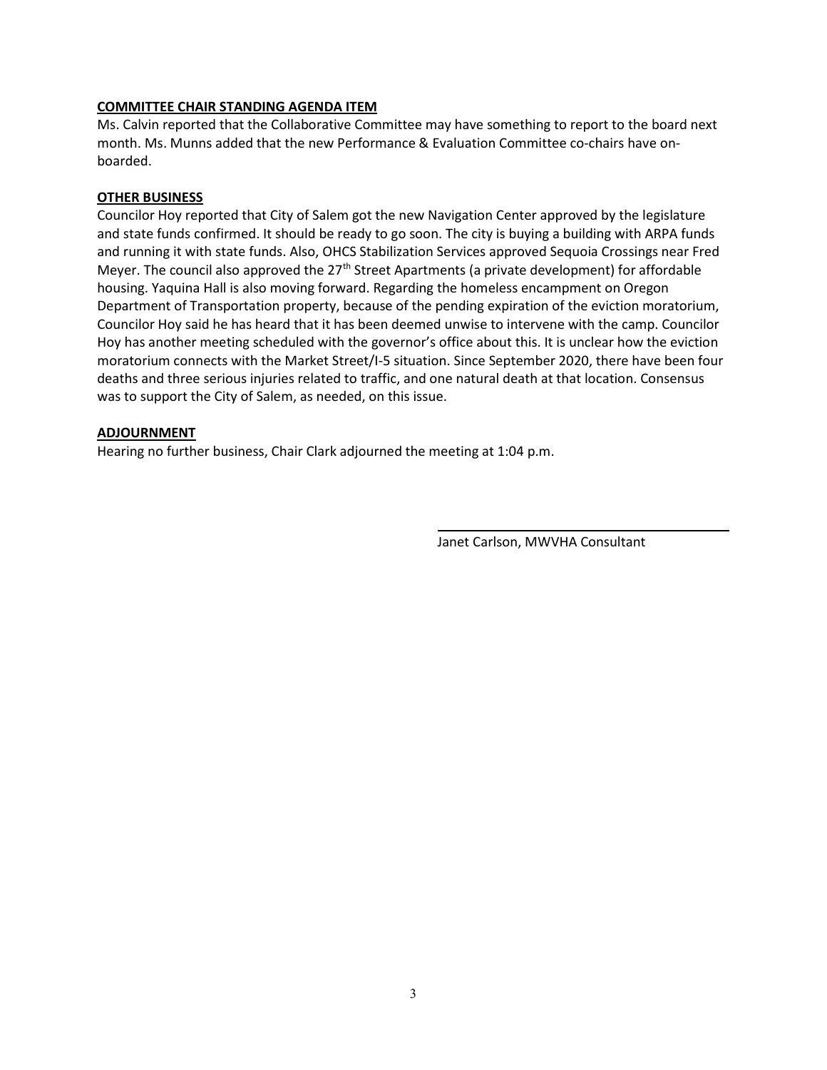**COMMITTEE CHAIR STANDING AGENDA ITEM**

Ms. Calvin reported that the Collaborative Committee may have something to report to the board next month. Ms. Munns added that the new Performance & Evaluation Committee co-chairs have on-boarded.

**OTHER BUSINESS**

Councilor Hoy reported that City of Salem got the new Navigation Center approved by the legislature and state funds confirmed. It should be ready to go soon. The city is buying a building with ARPA funds and running it with state funds. Also, OHCS Stabilization Services approved Sequoia Crossings near Fred Meyer. The council also approved the 27th Street Apartments (a private development) for affordable housing. Yaquina Hall is also moving forward. Regarding the homeless encampment on Oregon Department of Transportation property, because of the pending expiration of the eviction moratorium, Councilor Hoy said he has heard that it has been deemed unwise to intervene with the camp. Councilor Hoy has another meeting scheduled with the governor's office about this. It is unclear how the eviction moratorium connects with the Market Street/I-5 situation. Since September 2020, there have been four deaths and three serious injuries related to traffic, and one natural death at that location. Consensus was to support the City of Salem, as needed, on this issue.

**ADJOURNMENT**

Hearing no further business, Chair Clark adjourned the meeting at 1:04 p.m.

Janet Carlson, MWVHA Consultant